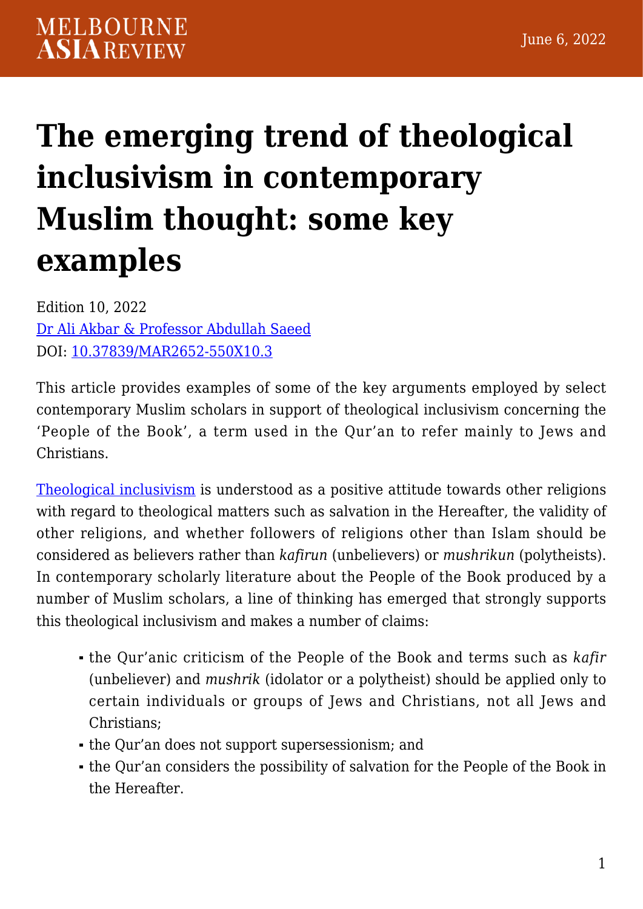# The emerging trend of theological inclusivism in contemporary Muslim thought: some key examples

Edition 10, 2022
Dr Ali Akbar & Professor Abdullah Saeed
DOI: 10.37839/MAR2652-550X10.3

This article provides examples of some of the key arguments employed by select contemporary Muslim scholars in support of theological inclusivism concerning the 'People of the Book', a term used in the Qur'an to refer mainly to Jews and Christians.

Theological inclusivism is understood as a positive attitude towards other religions with regard to theological matters such as salvation in the Hereafter, the validity of other religions, and whether followers of religions other than Islam should be considered as believers rather than *kafirun* (unbelievers) or *mushrikun* (polytheists). In contemporary scholarly literature about the People of the Book produced by a number of Muslim scholars, a line of thinking has emerged that strongly supports this theological inclusivism and makes a number of claims:

- the Qur'anic criticism of the People of the Book and terms such as *kafir* (unbeliever) and *mushrik* (idolator or a polytheist) should be applied only to certain individuals or groups of Jews and Christians, not all Jews and Christians;
- the Qur'an does not support supersessionism; and
- the Qur'an considers the possibility of salvation for the People of the Book in the Hereafter.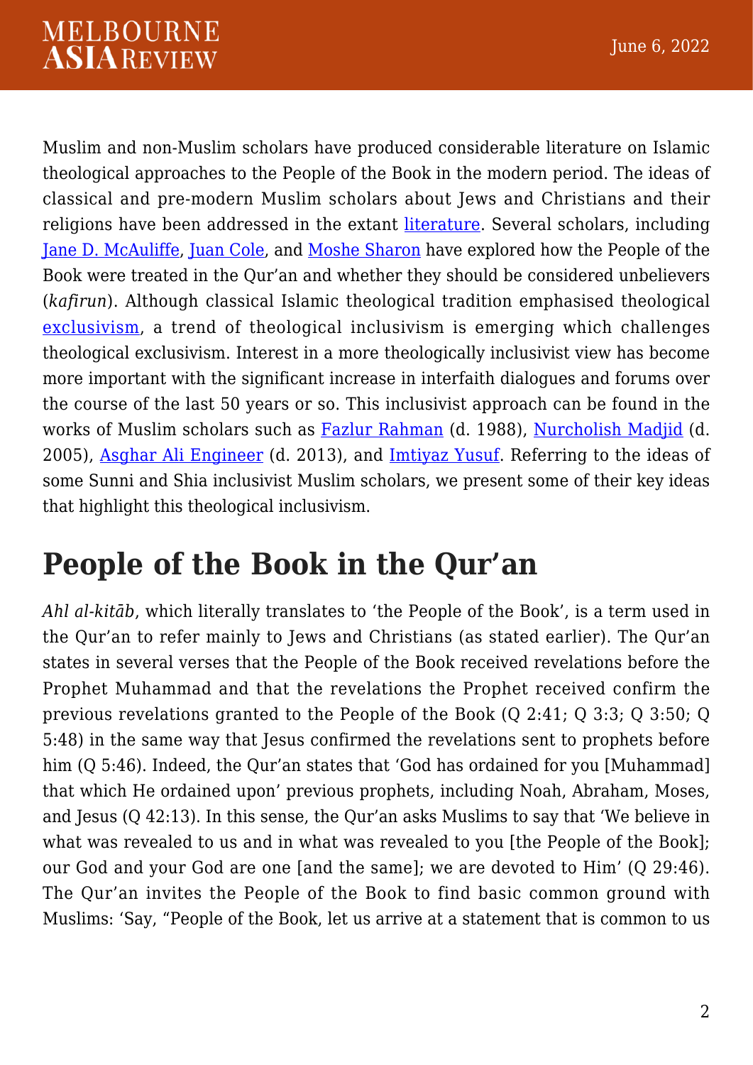Muslim and non-Muslim scholars have produced considerable literature on Islamic theological approaches to the People of the Book in the modern period. The ideas of classical and pre-modern Muslim scholars about Jews and Christians and their religions have been addressed in the extant literature. Several scholars, including Jane D. McAuliffe, Juan Cole, and Moshe Sharon have explored how the People of the Book were treated in the Qur'an and whether they should be considered unbelievers (*kafirun*). Although classical Islamic theological tradition emphasised theological exclusivism, a trend of theological inclusivism is emerging which challenges theological exclusivism. Interest in a more theologically inclusivist view has become more important with the significant increase in interfaith dialogues and forums over the course of the last 50 years or so. This inclusivist approach can be found in the works of Muslim scholars such as Fazlur Rahman (d. 1988), Nurcholish Madjid (d. 2005), Asghar Ali Engineer (d. 2013), and Imtiyaz Yusuf. Referring to the ideas of some Sunni and Shia inclusivist Muslim scholars, we present some of their key ideas that highlight this theological inclusivism.

## People of the Book in the Qur'an

*Ahl al-kitāb*, which literally translates to 'the People of the Book', is a term used in the Qur'an to refer mainly to Jews and Christians (as stated earlier). The Qur'an states in several verses that the People of the Book received revelations before the Prophet Muhammad and that the revelations the Prophet received confirm the previous revelations granted to the People of the Book (Q 2:41; Q 3:3; Q 3:50; Q 5:48) in the same way that Jesus confirmed the revelations sent to prophets before him (Q 5:46). Indeed, the Qur'an states that 'God has ordained for you [Muhammad] that which He ordained upon' previous prophets, including Noah, Abraham, Moses, and Jesus (Q 42:13). In this sense, the Qur'an asks Muslims to say that 'We believe in what was revealed to us and in what was revealed to you [the People of the Book]; our God and your God are one [and the same]; we are devoted to Him' (Q 29:46). The Qur'an invites the People of the Book to find basic common ground with Muslims: 'Say, "People of the Book, let us arrive at a statement that is common to us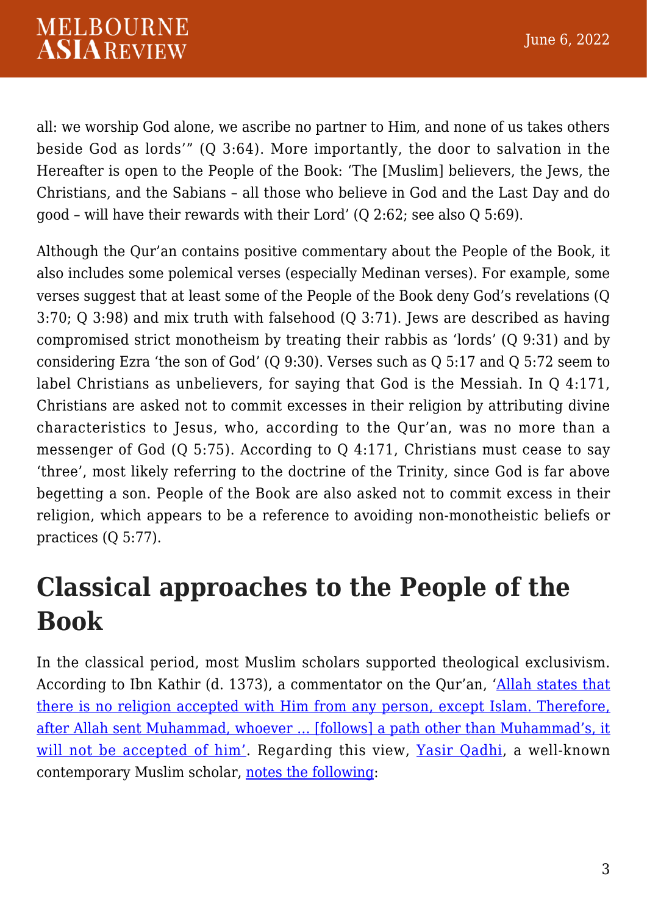all: we worship God alone, we ascribe no partner to Him, and none of us takes others beside God as lords'" (Q 3:64). More importantly, the door to salvation in the Hereafter is open to the People of the Book: 'The [Muslim] believers, the Jews, the Christians, and the Sabians – all those who believe in God and the Last Day and do good – will have their rewards with their Lord' (Q 2:62; see also Q 5:69).

Although the Qur'an contains positive commentary about the People of the Book, it also includes some polemical verses (especially Medinan verses). For example, some verses suggest that at least some of the People of the Book deny God's revelations (Q 3:70; Q 3:98) and mix truth with falsehood (Q 3:71). Jews are described as having compromised strict monotheism by treating their rabbis as 'lords' (Q 9:31) and by considering Ezra 'the son of God' (Q 9:30). Verses such as Q 5:17 and Q 5:72 seem to label Christians as unbelievers, for saying that God is the Messiah. In Q 4:171, Christians are asked not to commit excesses in their religion by attributing divine characteristics to Jesus, who, according to the Qur'an, was no more than a messenger of God (Q 5:75). According to Q 4:171, Christians must cease to say 'three', most likely referring to the doctrine of the Trinity, since God is far above begetting a son. People of the Book are also asked not to commit excess in their religion, which appears to be a reference to avoiding non-monotheistic beliefs or practices (Q 5:77).

## Classical approaches to the People of the Book

In the classical period, most Muslim scholars supported theological exclusivism. According to Ibn Kathir (d. 1373), a commentator on the Qur'an, 'Allah states that there is no religion accepted with Him from any person, except Islam. Therefore, after Allah sent Muhammad, whoever … [follows] a path other than Muhammad's, it will not be accepted of him'. Regarding this view, Yasir Qadhi, a well-known contemporary Muslim scholar, notes the following: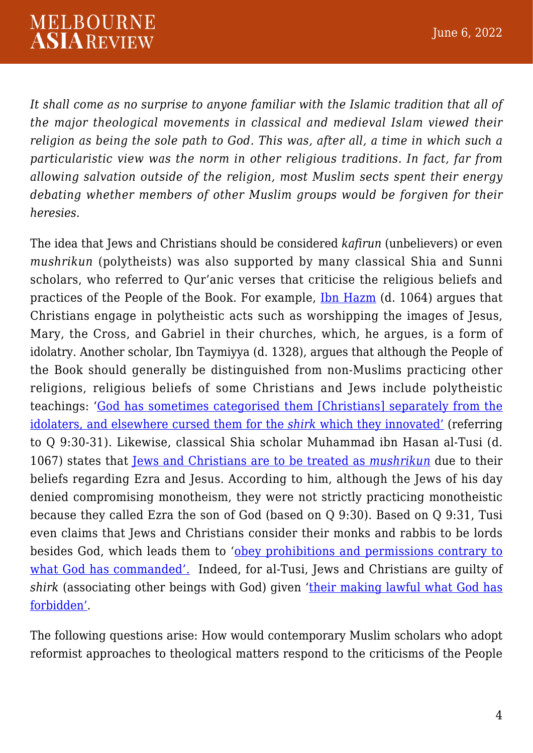*It shall come as no surprise to anyone familiar with the Islamic tradition that all of the major theological movements in classical and medieval Islam viewed their religion as being the sole path to God. This was, after all, a time in which such a particularistic view was the norm in other religious traditions. In fact, far from allowing salvation outside of the religion, most Muslim sects spent their energy debating whether members of other Muslim groups would be forgiven for their heresies.*

The idea that Jews and Christians should be considered *kafirun* (unbelievers) or even *mushrikun* (polytheists) was also supported by many classical Shia and Sunni scholars, who referred to Qur'anic verses that criticise the religious beliefs and practices of the People of the Book. For example, Ibn Hazm (d. 1064) argues that Christians engage in polytheistic acts such as worshipping the images of Jesus, Mary, the Cross, and Gabriel in their churches, which, he argues, is a form of idolatry. Another scholar, Ibn Taymiyya (d. 1328), argues that although the People of the Book should generally be distinguished from non-Muslims practicing other religions, religious beliefs of some Christians and Jews include polytheistic teachings: 'God has sometimes categorised them [Christians] separately from the idolaters, and elsewhere cursed them for the *shirk* which they innovated' (referring to Q 9:30-31). Likewise, classical Shia scholar Muhammad ibn Hasan al-Tusi (d. 1067) states that Jews and Christians are to be treated as *mushrikun* due to their beliefs regarding Ezra and Jesus. According to him, although the Jews of his day denied compromising monotheism, they were not strictly practicing monotheistic because they called Ezra the son of God (based on Q 9:30). Based on Q 9:31, Tusi even claims that Jews and Christians consider their monks and rabbis to be lords besides God, which leads them to 'obey prohibitions and permissions contrary to what God has commanded'. Indeed, for al-Tusi, Jews and Christians are guilty of *shirk* (associating other beings with God) given 'their making lawful what God has forbidden'.

The following questions arise: How would contemporary Muslim scholars who adopt reformist approaches to theological matters respond to the criticisms of the People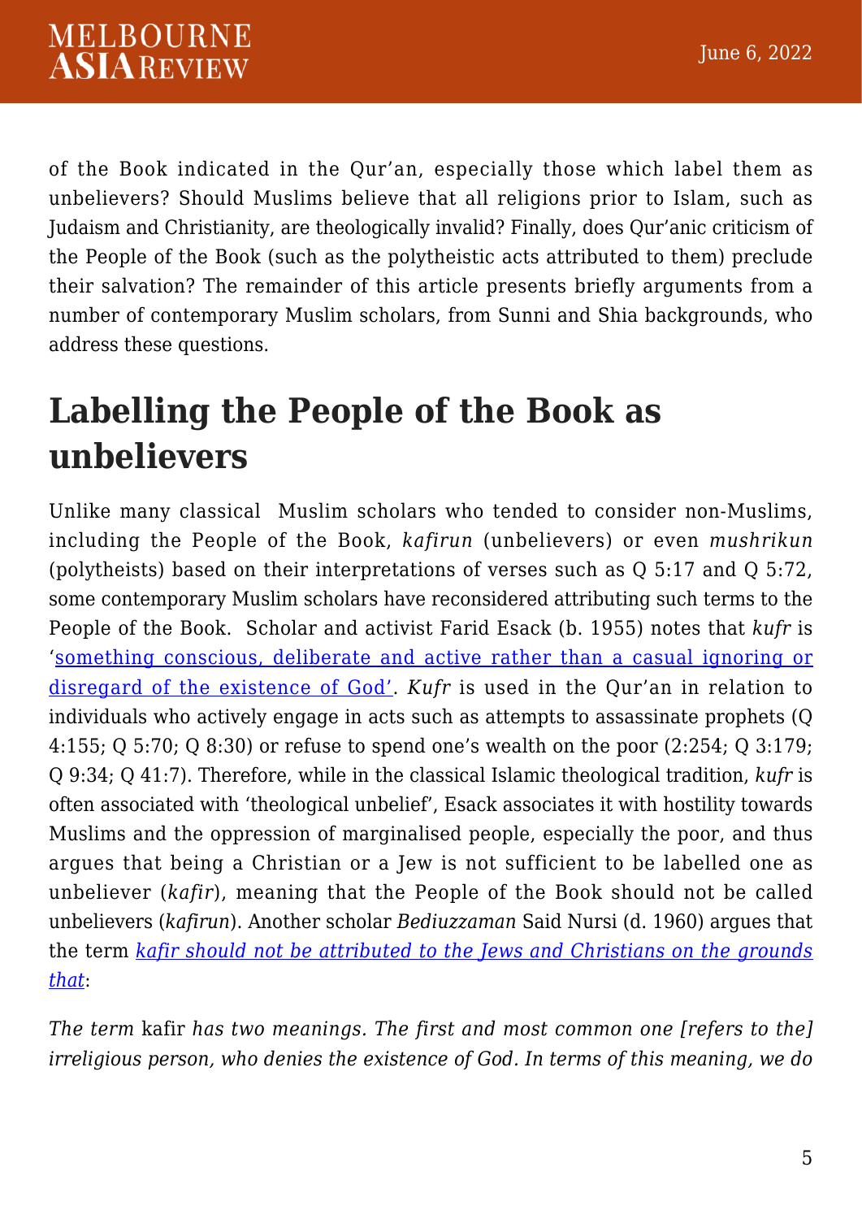of the Book indicated in the Qur'an, especially those which label them as unbelievers? Should Muslims believe that all religions prior to Islam, such as Judaism and Christianity, are theologically invalid? Finally, does Qur'anic criticism of the People of the Book (such as the polytheistic acts attributed to them) preclude their salvation? The remainder of this article presents briefly arguments from a number of contemporary Muslim scholars, from Sunni and Shia backgrounds, who address these questions.

## Labelling the People of the Book as unbelievers

Unlike many classical Muslim scholars who tended to consider non-Muslims, including the People of the Book, *kafirun* (unbelievers) or even *mushrikun* (polytheists) based on their interpretations of verses such as Q 5:17 and Q 5:72, some contemporary Muslim scholars have reconsidered attributing such terms to the People of the Book. Scholar and activist Farid Esack (b. 1955) notes that *kufr* is 'something conscious, deliberate and active rather than a casual ignoring or disregard of the existence of God'. *Kufr* is used in the Qur'an in relation to individuals who actively engage in acts such as attempts to assassinate prophets (Q 4:155; Q 5:70; Q 8:30) or refuse to spend one's wealth on the poor (2:254; Q 3:179; Q 9:34; Q 41:7). Therefore, while in the classical Islamic theological tradition, *kufr* is often associated with 'theological unbelief', Esack associates it with hostility towards Muslims and the oppression of marginalised people, especially the poor, and thus argues that being a Christian or a Jew is not sufficient to be labelled one as unbeliever (*kafir*), meaning that the People of the Book should not be called unbelievers (*kafirun*). Another scholar *Bediuzzaman* Said Nursi (d. 1960) argues that the term *kafir should not be attributed to the Jews and Christians on the grounds that*:

*The term* kafir *has two meanings. The first and most common one [refers to the] irreligious person, who denies the existence of God. In terms of this meaning, we do*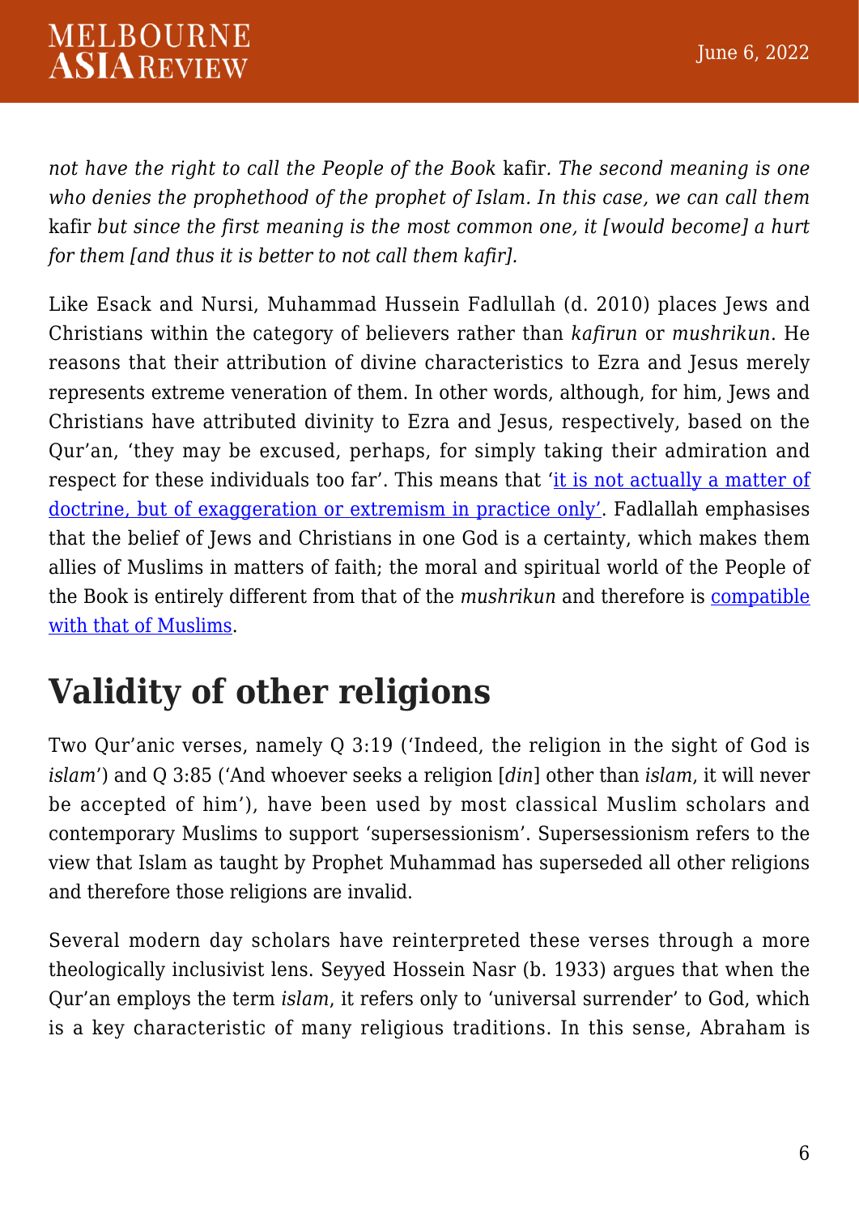*not have the right to call the People of the Book* kafir*. The second meaning is one who denies the prophethood of the prophet of Islam. In this case, we can call them* kafir *but since the first meaning is the most common one, it [would become] a hurt for them [and thus it is better to not call them kafir].*

Like Esack and Nursi, Muhammad Hussein Fadlullah (d. 2010) places Jews and Christians within the category of believers rather than *kafirun* or *mushrikun*. He reasons that their attribution of divine characteristics to Ezra and Jesus merely represents extreme veneration of them. In other words, although, for him, Jews and Christians have attributed divinity to Ezra and Jesus, respectively, based on the Qur'an, 'they may be excused, perhaps, for simply taking their admiration and respect for these individuals too far'. This means that 'it is not actually a matter of doctrine, but of exaggeration or extremism in practice only'. Fadlallah emphasises that the belief of Jews and Christians in one God is a certainty, which makes them allies of Muslims in matters of faith; the moral and spiritual world of the People of the Book is entirely different from that of the *mushrikun* and therefore is compatible with that of Muslims.

## Validity of other religions

Two Qur'anic verses, namely Q 3:19 ('Indeed, the religion in the sight of God is *islam*') and Q 3:85 ('And whoever seeks a religion [*din*] other than *islam*, it will never be accepted of him'), have been used by most classical Muslim scholars and contemporary Muslims to support 'supersessionism'. Supersessionism refers to the view that Islam as taught by Prophet Muhammad has superseded all other religions and therefore those religions are invalid.

Several modern day scholars have reinterpreted these verses through a more theologically inclusivist lens. Seyyed Hossein Nasr (b. 1933) argues that when the Qur'an employs the term *islam*, it refers only to 'universal surrender' to God, which is a key characteristic of many religious traditions. In this sense, Abraham is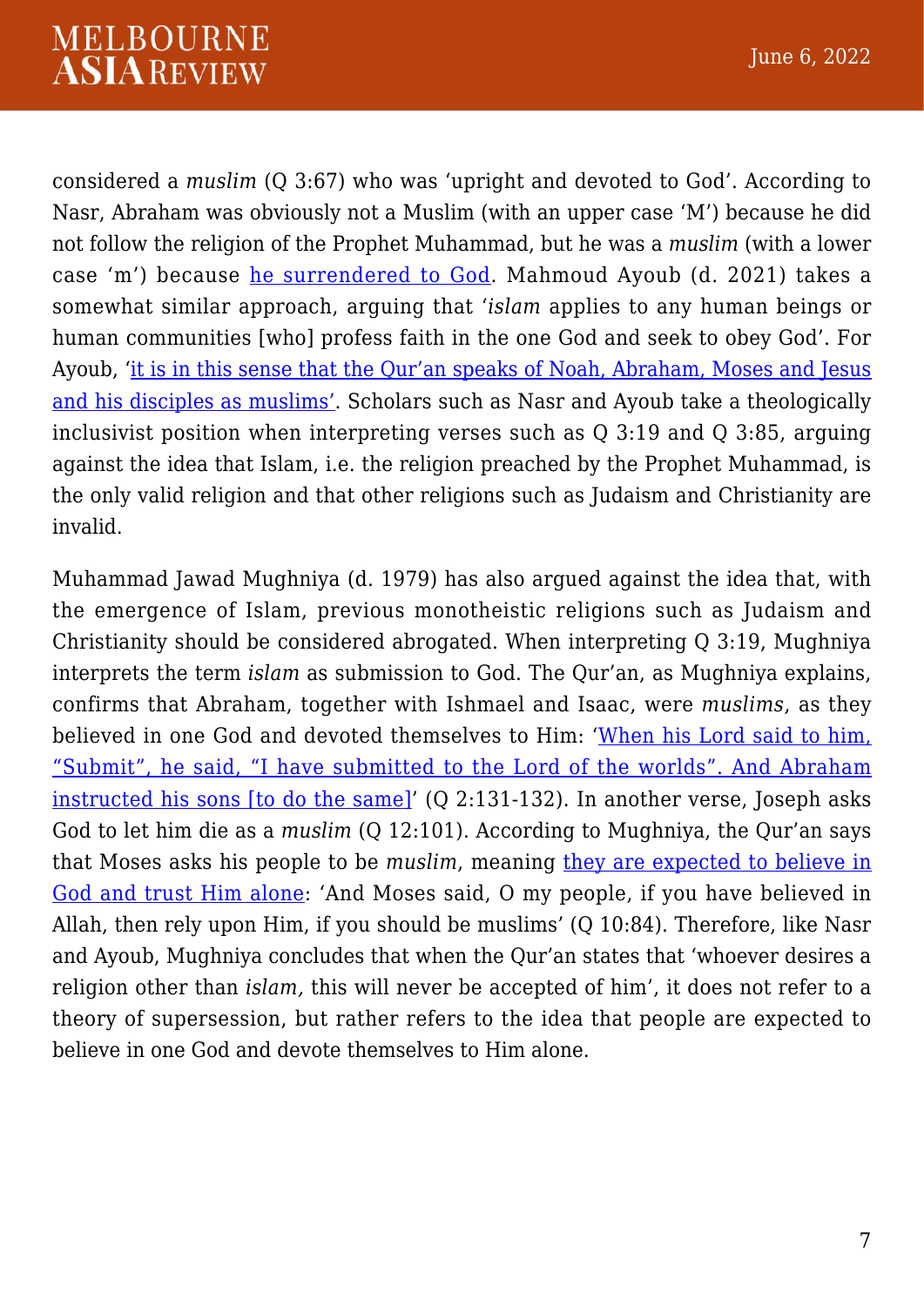considered a *muslim* (Q 3:67) who was 'upright and devoted to God'. According to Nasr, Abraham was obviously not a Muslim (with an upper case 'M') because he did not follow the religion of the Prophet Muhammad, but he was a *muslim* (with a lower case 'm') because he surrendered to God. Mahmoud Ayoub (d. 2021) takes a somewhat similar approach, arguing that '*islam* applies to any human beings or human communities [who] profess faith in the one God and seek to obey God'. For Ayoub, 'it is in this sense that the Qur'an speaks of Noah, Abraham, Moses and Jesus and his disciples as muslims'. Scholars such as Nasr and Ayoub take a theologically inclusivist position when interpreting verses such as Q 3:19 and Q 3:85, arguing against the idea that Islam, i.e. the religion preached by the Prophet Muhammad, is the only valid religion and that other religions such as Judaism and Christianity are invalid.

Muhammad Jawad Mughniya (d. 1979) has also argued against the idea that, with the emergence of Islam, previous monotheistic religions such as Judaism and Christianity should be considered abrogated. When interpreting Q 3:19, Mughniya interprets the term *islam* as submission to God. The Qur'an, as Mughniya explains, confirms that Abraham, together with Ishmael and Isaac, were *muslims*, as they believed in one God and devoted themselves to Him: 'When his Lord said to him, "Submit", he said, "I have submitted to the Lord of the worlds". And Abraham instructed his sons [to do the same]' (Q 2:131-132). In another verse, Joseph asks God to let him die as a *muslim* (Q 12:101). According to Mughniya, the Qur'an says that Moses asks his people to be *muslim*, meaning they are expected to believe in God and trust Him alone: 'And Moses said, O my people, if you have believed in Allah, then rely upon Him, if you should be muslims' (Q 10:84). Therefore, like Nasr and Ayoub, Mughniya concludes that when the Qur'an states that 'whoever desires a religion other than *islam,* this will never be accepted of him', it does not refer to a theory of supersession, but rather refers to the idea that people are expected to believe in one God and devote themselves to Him alone.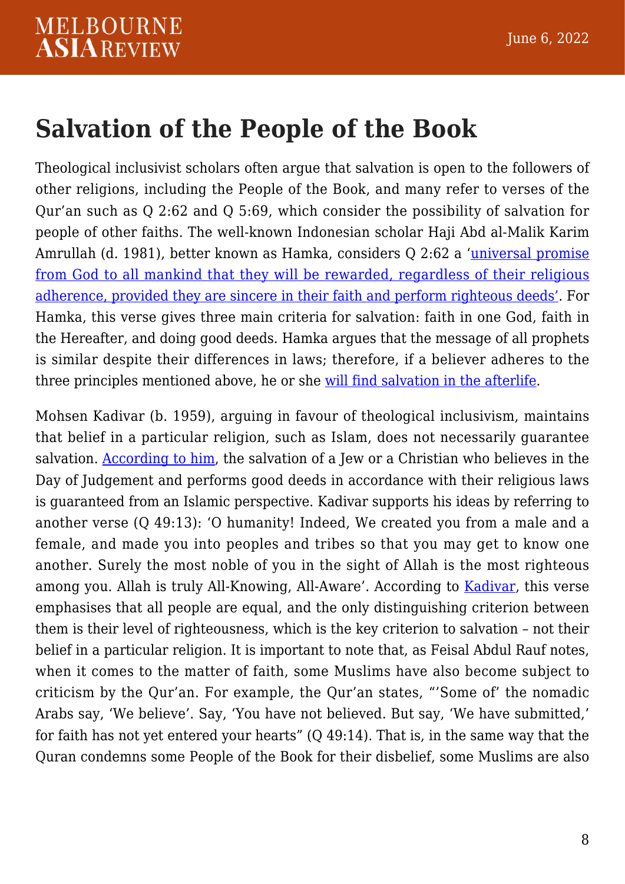## Salvation of the People of the Book

Theological inclusivist scholars often argue that salvation is open to the followers of other religions, including the People of the Book, and many refer to verses of the Qur'an such as Q 2:62 and Q 5:69, which consider the possibility of salvation for people of other faiths. The well-known Indonesian scholar Haji Abd al-Malik Karim Amrullah (d. 1981), better known as Hamka, considers Q 2:62 a 'universal promise from God to all mankind that they will be rewarded, regardless of their religious adherence, provided they are sincere in their faith and perform righteous deeds'. For Hamka, this verse gives three main criteria for salvation: faith in one God, faith in the Hereafter, and doing good deeds. Hamka argues that the message of all prophets is similar despite their differences in laws; therefore, if a believer adheres to the three principles mentioned above, he or she will find salvation in the afterlife.

Mohsen Kadivar (b. 1959), arguing in favour of theological inclusivism, maintains that belief in a particular religion, such as Islam, does not necessarily guarantee salvation. According to him, the salvation of a Jew or a Christian who believes in the Day of Judgement and performs good deeds in accordance with their religious laws is guaranteed from an Islamic perspective. Kadivar supports his ideas by referring to another verse (Q 49:13): 'O humanity! Indeed, We created you from a male and a female, and made you into peoples and tribes so that you may get to know one another. Surely the most noble of you in the sight of Allah is the most righteous among you. Allah is truly All-Knowing, All-Aware'. According to Kadivar, this verse emphasises that all people are equal, and the only distinguishing criterion between them is their level of righteousness, which is the key criterion to salvation – not their belief in a particular religion. It is important to note that, as Feisal Abdul Rauf notes, when it comes to the matter of faith, some Muslims have also become subject to criticism by the Qur'an. For example, the Qur'an states, "'Some of' the nomadic Arabs say, 'We believe'. Say, 'You have not believed. But say, 'We have submitted,' for faith has not yet entered your hearts" (Q 49:14). That is, in the same way that the Quran condemns some People of the Book for their disbelief, some Muslims are also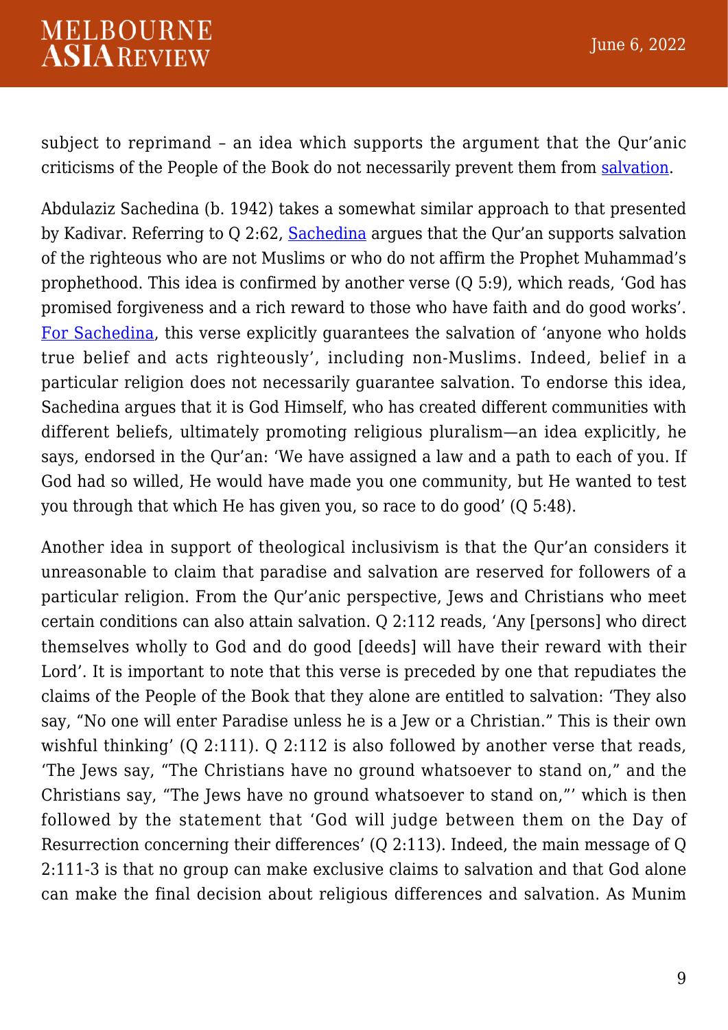subject to reprimand – an idea which supports the argument that the Qur'anic criticisms of the People of the Book do not necessarily prevent them from salvation.

Abdulaziz Sachedina (b. 1942) takes a somewhat similar approach to that presented by Kadivar. Referring to Q 2:62, Sachedina argues that the Qur'an supports salvation of the righteous who are not Muslims or who do not affirm the Prophet Muhammad's prophethood. This idea is confirmed by another verse (Q 5:9), which reads, 'God has promised forgiveness and a rich reward to those who have faith and do good works'. For Sachedina, this verse explicitly guarantees the salvation of 'anyone who holds true belief and acts righteously', including non-Muslims. Indeed, belief in a particular religion does not necessarily guarantee salvation. To endorse this idea, Sachedina argues that it is God Himself, who has created different communities with different beliefs, ultimately promoting religious pluralism—an idea explicitly, he says, endorsed in the Qur'an: 'We have assigned a law and a path to each of you. If God had so willed, He would have made you one community, but He wanted to test you through that which He has given you, so race to do good' (Q 5:48).

Another idea in support of theological inclusivism is that the Qur'an considers it unreasonable to claim that paradise and salvation are reserved for followers of a particular religion. From the Qur'anic perspective, Jews and Christians who meet certain conditions can also attain salvation. Q 2:112 reads, 'Any [persons] who direct themselves wholly to God and do good [deeds] will have their reward with their Lord'. It is important to note that this verse is preceded by one that repudiates the claims of the People of the Book that they alone are entitled to salvation: 'They also say, "No one will enter Paradise unless he is a Jew or a Christian." This is their own wishful thinking' (Q 2:111). Q 2:112 is also followed by another verse that reads, 'The Jews say, "The Christians have no ground whatsoever to stand on," and the Christians say, "The Jews have no ground whatsoever to stand on,"' which is then followed by the statement that 'God will judge between them on the Day of Resurrection concerning their differences' (Q 2:113). Indeed, the main message of Q 2:111-3 is that no group can make exclusive claims to salvation and that God alone can make the final decision about religious differences and salvation. As Munim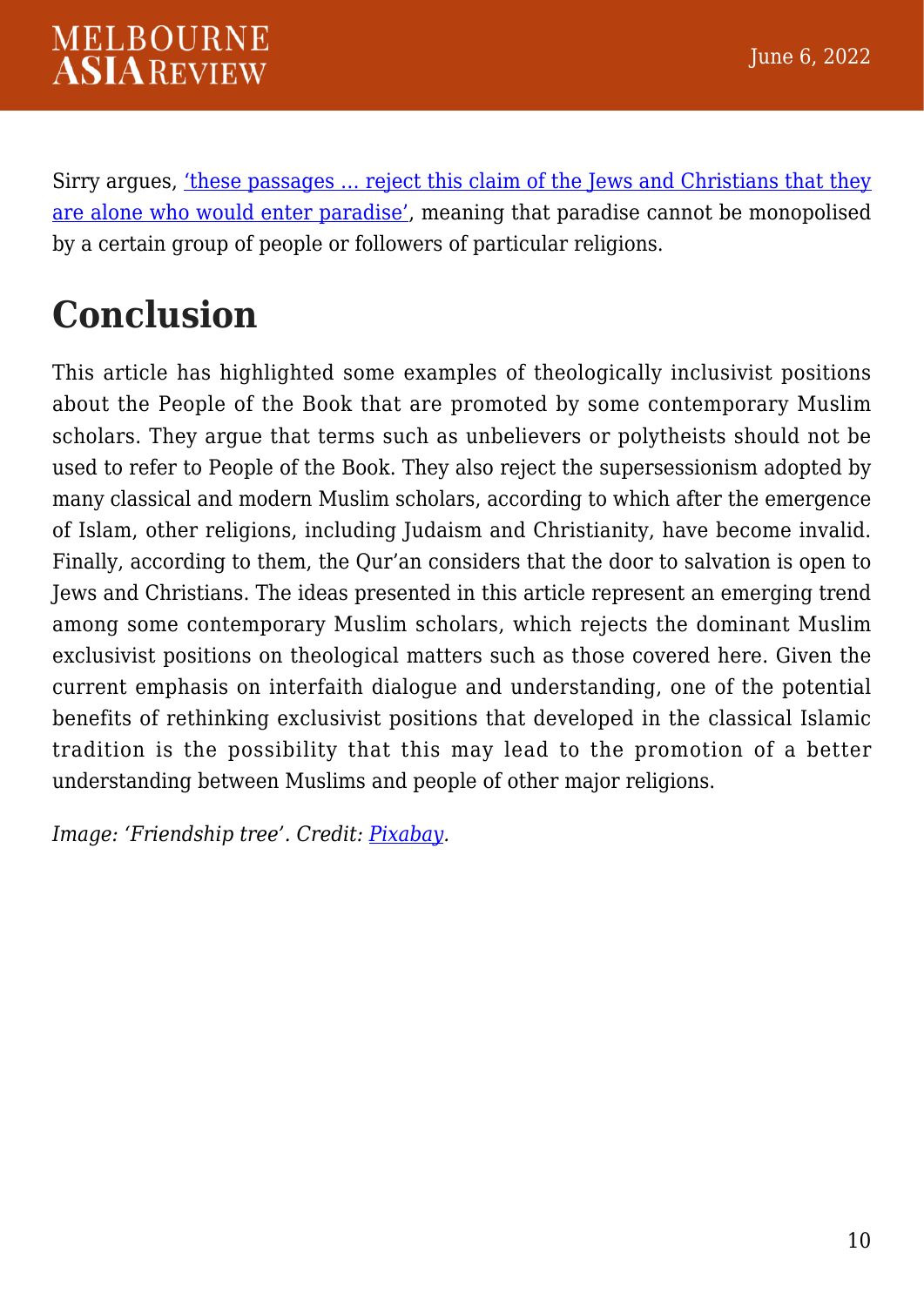Sirry argues, 'these passages … reject this claim of the Jews and Christians that they are alone who would enter paradise', meaning that paradise cannot be monopolised by a certain group of people or followers of particular religions.

# Conclusion

This article has highlighted some examples of theologically inclusivist positions about the People of the Book that are promoted by some contemporary Muslim scholars. They argue that terms such as unbelievers or polytheists should not be used to refer to People of the Book. They also reject the supersessionism adopted by many classical and modern Muslim scholars, according to which after the emergence of Islam, other religions, including Judaism and Christianity, have become invalid. Finally, according to them, the Qur'an considers that the door to salvation is open to Jews and Christians. The ideas presented in this article represent an emerging trend among some contemporary Muslim scholars, which rejects the dominant Muslim exclusivist positions on theological matters such as those covered here. Given the current emphasis on interfaith dialogue and understanding, one of the potential benefits of rethinking exclusivist positions that developed in the classical Islamic tradition is the possibility that this may lead to the promotion of a better understanding between Muslims and people of other major religions.

*Image: 'Friendship tree'. Credit: Pixabay.*